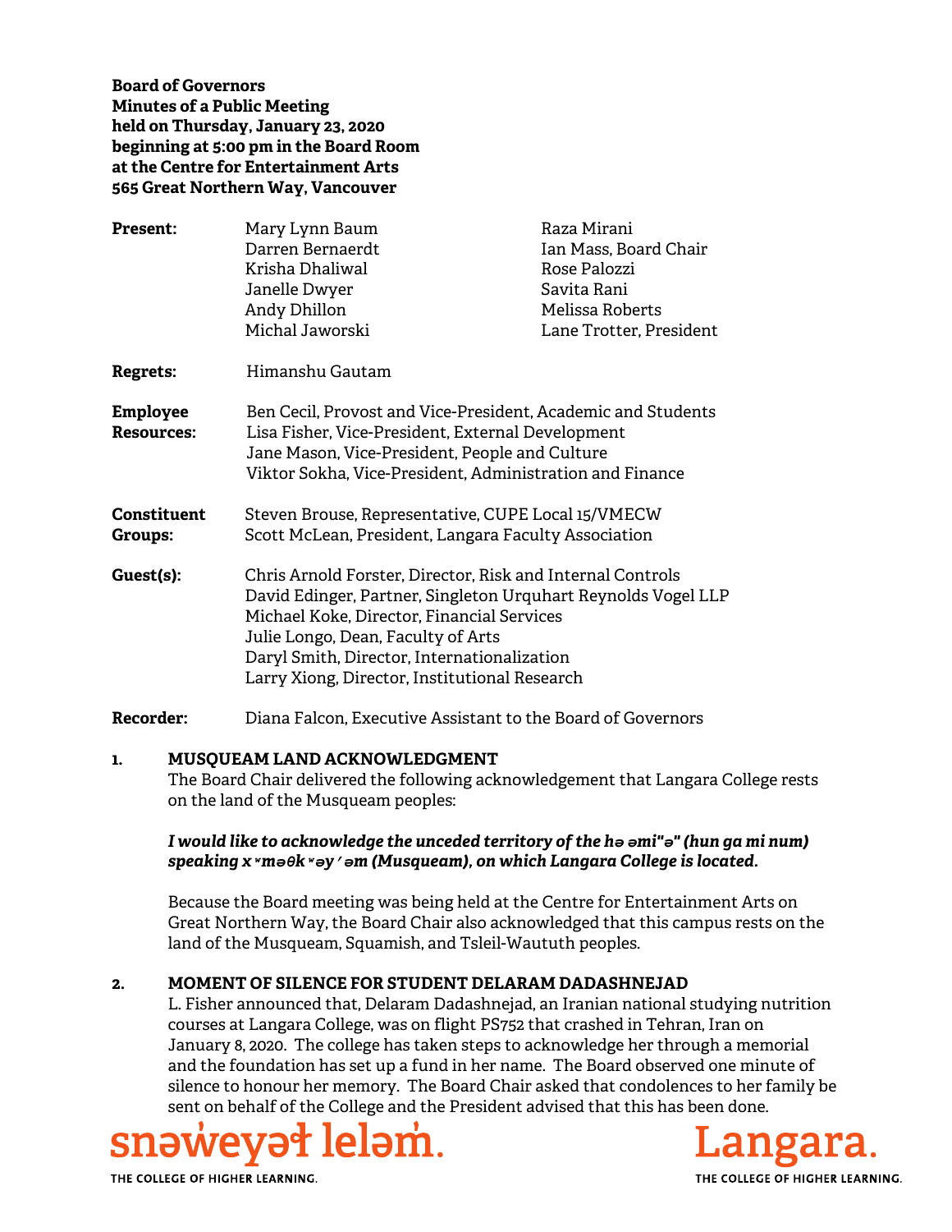**Board of Governors**
**Minutes of a Public Meeting**
**held on Thursday, January 23, 2020**
**beginning at 5:00 pm in the Board Room**
**at the Centre for Entertainment Arts**
**565 Great Northern Way, Vancouver**

**Present:** Mary Lynn Baum, Darren Bernaerdt, Krisha Dhaliwal, Janelle Dwyer, Andy Dhillon, Michal Jaworski, Raza Mirani, Ian Mass, Board Chair, Rose Palozzi, Savita Rani, Melissa Roberts, Lane Trotter, President

**Regrets:** Himanshu Gautam

**Employee Resources:**
Ben Cecil, Provost and Vice-President, Academic and Students
Lisa Fisher, Vice-President, External Development
Jane Mason, Vice-President, People and Culture
Viktor Sokha, Vice-President, Administration and Finance

**Constituent Groups:**
Steven Brouse, Representative, CUPE Local 15/VMECW
Scott McLean, President, Langara Faculty Association

**Guest(s):**
Chris Arnold Forster, Director, Risk and Internal Controls
David Edinger, Partner, Singleton Urquhart Reynolds Vogel LLP
Michael Koke, Director, Financial Services
Julie Longo, Dean, Faculty of Arts
Daryl Smith, Director, Internationalization
Larry Xiong, Director, Institutional Research

**Recorder:** Diana Falcon, Executive Assistant to the Board of Governors

## 1. MUSQUEAM LAND ACKNOWLEDGMENT

The Board Chair delivered the following acknowledgement that Langara College rests on the land of the Musqueam peoples:

***I would like to acknowledge the unceded territory of the hə əmi"ə" (hun ga mi num) speaking xʷməθkʷəy̓əm (Musqueam), on which Langara College is located.***

Because the Board meeting was being held at the Centre for Entertainment Arts on Great Northern Way, the Board Chair also acknowledged that this campus rests on the land of the Musqueam, Squamish, and Tsleil-Waututh peoples.

## 2. MOMENT OF SILENCE FOR STUDENT DELARAM DADASHNEJAD

L. Fisher announced that, Delaram Dadashnejad, an Iranian national studying nutrition courses at Langara College, was on flight PS752 that crashed in Tehran, Iran on January 8, 2020. The college has taken steps to acknowledge her through a memorial and the foundation has set up a fund in her name. The Board observed one minute of silence to honour her memory. The Board Chair asked that condolences to her family be sent on behalf of the College and the President advised that this has been done.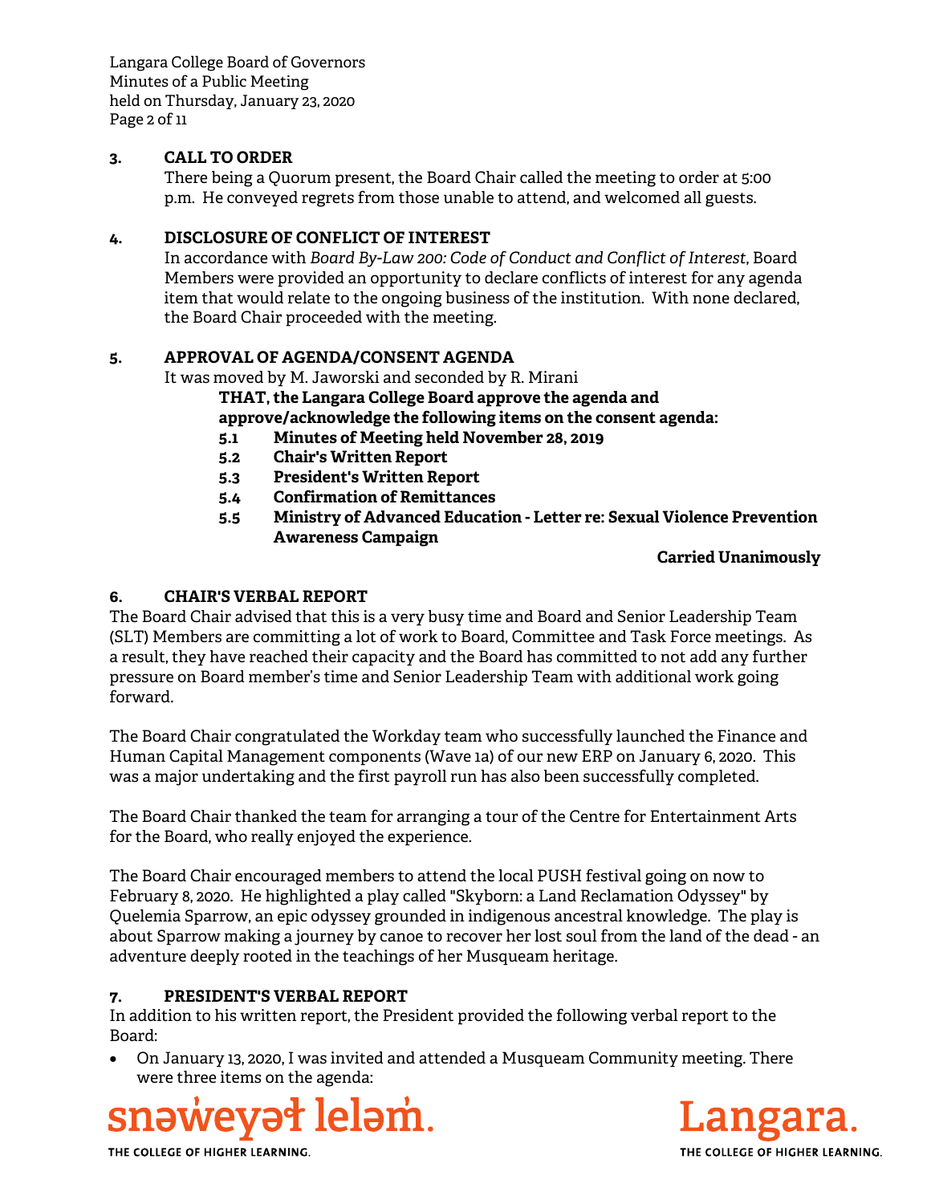## 3. CALL TO ORDER

There being a Quorum present, the Board Chair called the meeting to order at 5:00 p.m. He conveyed regrets from those unable to attend, and welcomed all guests.

## 4. DISCLOSURE OF CONFLICT OF INTEREST

In accordance with *Board By-Law 200: Code of Conduct and Conflict of Interest*, Board Members were provided an opportunity to declare conflicts of interest for any agenda item that would relate to the ongoing business of the institution. With none declared, the Board Chair proceeded with the meeting.

## 5. APPROVAL OF AGENDA/CONSENT AGENDA

It was moved by M. Jaworski and seconded by R. Mirani

**THAT, the Langara College Board approve the agenda and approve/acknowledge the following items on the consent agenda:**

**5.1 Minutes of Meeting held November 28, 2019**
**5.2 Chair's Written Report**
**5.3 President's Written Report**
**5.4 Confirmation of Remittances**
**5.5 Ministry of Advanced Education - Letter re: Sexual Violence Prevention Awareness Campaign**

**Carried Unanimously**

## 6. CHAIR'S VERBAL REPORT

The Board Chair advised that this is a very busy time and Board and Senior Leadership Team (SLT) Members are committing a lot of work to Board, Committee and Task Force meetings. As a result, they have reached their capacity and the Board has committed to not add any further pressure on Board member's time and Senior Leadership Team with additional work going forward.

The Board Chair congratulated the Workday team who successfully launched the Finance and Human Capital Management components (Wave 1a) of our new ERP on January 6, 2020. This was a major undertaking and the first payroll run has also been successfully completed.

The Board Chair thanked the team for arranging a tour of the Centre for Entertainment Arts for the Board, who really enjoyed the experience.

The Board Chair encouraged members to attend the local PUSH festival going on now to February 8, 2020. He highlighted a play called "Skyborn: a Land Reclamation Odyssey" by Quelemia Sparrow, an epic odyssey grounded in indigenous ancestral knowledge. The play is about Sparrow making a journey by canoe to recover her lost soul from the land of the dead - an adventure deeply rooted in the teachings of her Musqueam heritage.

## 7. PRESIDENT'S VERBAL REPORT

In addition to his written report, the President provided the following verbal report to the Board:

- On January 13, 2020, I was invited and attended a Musqueam Community meeting. There were three items on the agenda: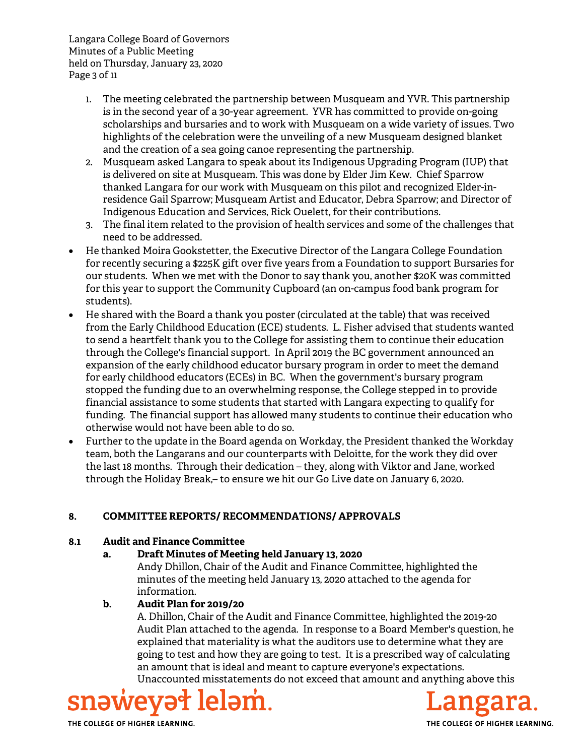1. The meeting celebrated the partnership between Musqueam and YVR. This partnership is in the second year of a 30-year agreement. YVR has committed to provide on-going scholarships and bursaries and to work with Musqueam on a wide variety of issues. Two highlights of the celebration were the unveiling of a new Musqueam designed blanket and the creation of a sea going canoe representing the partnership.
2. Musqueam asked Langara to speak about its Indigenous Upgrading Program (IUP) that is delivered on site at Musqueam. This was done by Elder Jim Kew. Chief Sparrow thanked Langara for our work with Musqueam on this pilot and recognized Elder-in-residence Gail Sparrow; Musqueam Artist and Educator, Debra Sparrow; and Director of Indigenous Education and Services, Rick Ouelett, for their contributions.
3. The final item related to the provision of health services and some of the challenges that need to be addressed.

- He thanked Moira Gookstetter, the Executive Director of the Langara College Foundation for recently securing a $225K gift over five years from a Foundation to support Bursaries for our students. When we met with the Donor to say thank you, another $20K was committed for this year to support the Community Cupboard (an on-campus food bank program for students).
- He shared with the Board a thank you poster (circulated at the table) that was received from the Early Childhood Education (ECE) students. L. Fisher advised that students wanted to send a heartfelt thank you to the College for assisting them to continue their education through the College's financial support. In April 2019 the BC government announced an expansion of the early childhood educator bursary program in order to meet the demand for early childhood educators (ECEs) in BC. When the government's bursary program stopped the funding due to an overwhelming response, the College stepped in to provide financial assistance to some students that started with Langara expecting to qualify for funding. The financial support has allowed many students to continue their education who otherwise would not have been able to do so.
- Further to the update in the Board agenda on Workday, the President thanked the Workday team, both the Langarans and our counterparts with Deloitte, for the work they did over the last 18 months. Through their dedication – they, along with Viktor and Jane, worked through the Holiday Break,– to ensure we hit our Go Live date on January 6, 2020.

## 8. COMMITTEE REPORTS/ RECOMMENDATIONS/ APPROVALS

### 8.1 Audit and Finance Committee

**a. Draft Minutes of Meeting held January 13, 2020**

Andy Dhillon, Chair of the Audit and Finance Committee, highlighted the minutes of the meeting held January 13, 2020 attached to the agenda for information.

**b. Audit Plan for 2019/20**

A. Dhillon, Chair of the Audit and Finance Committee, highlighted the 2019-20 Audit Plan attached to the agenda. In response to a Board Member's question, he explained that materiality is what the auditors use to determine what they are going to test and how they are going to test. It is a prescribed way of calculating an amount that is ideal and meant to capture everyone's expectations. Unaccounted misstatements do not exceed that amount and anything above this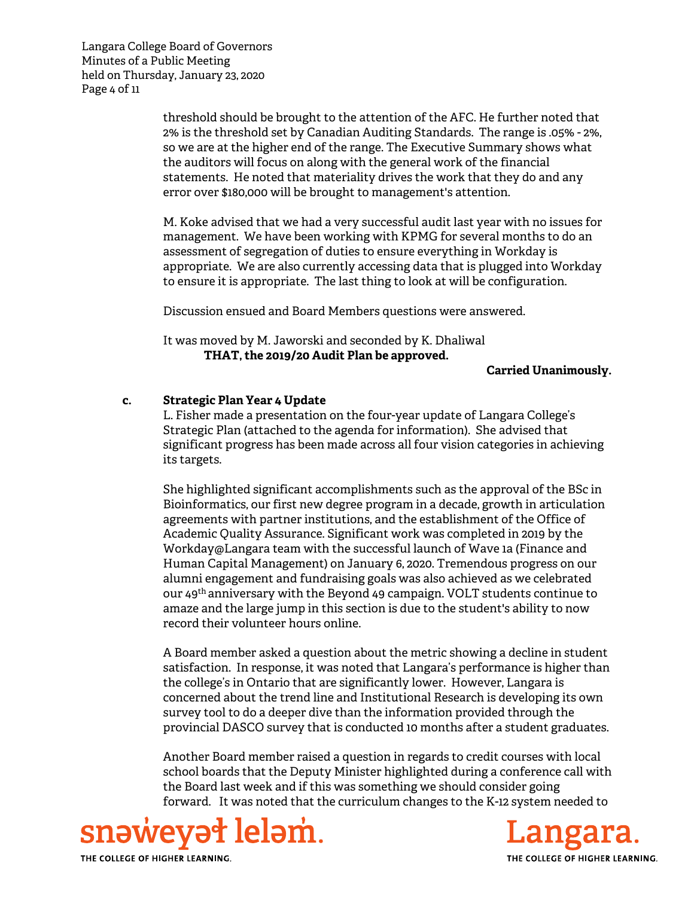threshold should be brought to the attention of the AFC. He further noted that 2% is the threshold set by Canadian Auditing Standards. The range is .05% - 2%, so we are at the higher end of the range. The Executive Summary shows what the auditors will focus on along with the general work of the financial statements. He noted that materiality drives the work that they do and any error over $180,000 will be brought to management's attention.

M. Koke advised that we had a very successful audit last year with no issues for management. We have been working with KPMG for several months to do an assessment of segregation of duties to ensure everything in Workday is appropriate. We are also currently accessing data that is plugged into Workday to ensure it is appropriate. The last thing to look at will be configuration.

Discussion ensued and Board Members questions were answered.

It was moved by M. Jaworski and seconded by K. Dhaliwal

**THAT, the 2019/20 Audit Plan be approved.**

**Carried Unanimously.**

**c. Strategic Plan Year 4 Update**

L. Fisher made a presentation on the four-year update of Langara College's Strategic Plan (attached to the agenda for information). She advised that significant progress has been made across all four vision categories in achieving its targets.

She highlighted significant accomplishments such as the approval of the BSc in Bioinformatics, our first new degree program in a decade, growth in articulation agreements with partner institutions, and the establishment of the Office of Academic Quality Assurance. Significant work was completed in 2019 by the Workday@Langara team with the successful launch of Wave 1a (Finance and Human Capital Management) on January 6, 2020. Tremendous progress on our alumni engagement and fundraising goals was also achieved as we celebrated our 49th anniversary with the Beyond 49 campaign. VOLT students continue to amaze and the large jump in this section is due to the student's ability to now record their volunteer hours online.

A Board member asked a question about the metric showing a decline in student satisfaction. In response, it was noted that Langara's performance is higher than the college's in Ontario that are significantly lower. However, Langara is concerned about the trend line and Institutional Research is developing its own survey tool to do a deeper dive than the information provided through the provincial DASCO survey that is conducted 10 months after a student graduates.

Another Board member raised a question in regards to credit courses with local school boards that the Deputy Minister highlighted during a conference call with the Board last week and if this was something we should consider going forward. It was noted that the curriculum changes to the K-12 system needed to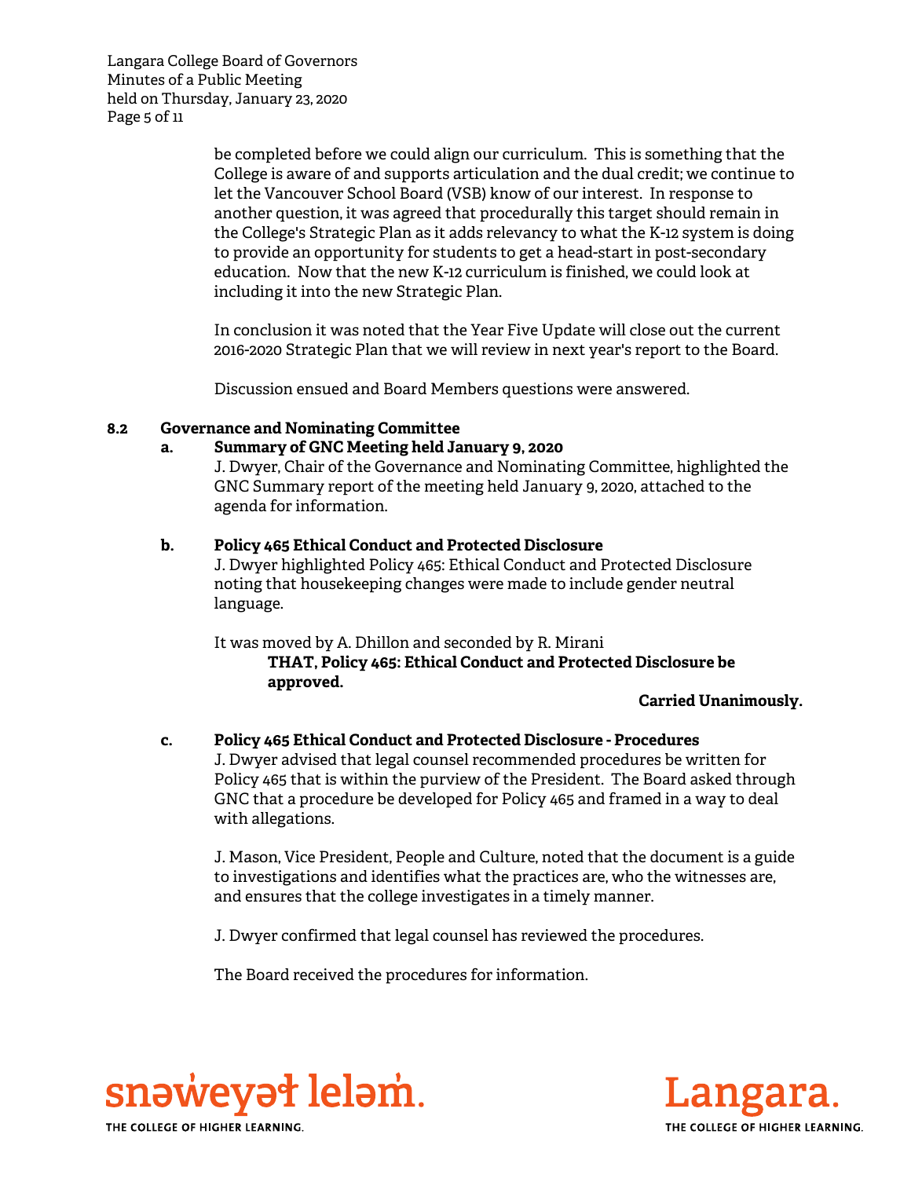be completed before we could align our curriculum. This is something that the College is aware of and supports articulation and the dual credit; we continue to let the Vancouver School Board (VSB) know of our interest. In response to another question, it was agreed that procedurally this target should remain in the College's Strategic Plan as it adds relevancy to what the K-12 system is doing to provide an opportunity for students to get a head-start in post-secondary education. Now that the new K-12 curriculum is finished, we could look at including it into the new Strategic Plan.

In conclusion it was noted that the Year Five Update will close out the current 2016-2020 Strategic Plan that we will review in next year's report to the Board.

Discussion ensued and Board Members questions were answered.

**8.2 Governance and Nominating Committee**

**a. Summary of GNC Meeting held January 9, 2020**

J. Dwyer, Chair of the Governance and Nominating Committee, highlighted the GNC Summary report of the meeting held January 9, 2020, attached to the agenda for information.

**b. Policy 465 Ethical Conduct and Protected Disclosure**

J. Dwyer highlighted Policy 465: Ethical Conduct and Protected Disclosure noting that housekeeping changes were made to include gender neutral language.

It was moved by A. Dhillon and seconded by R. Mirani

**THAT, Policy 465: Ethical Conduct and Protected Disclosure be approved.**

**Carried Unanimously.**

**c. Policy 465 Ethical Conduct and Protected Disclosure - Procedures**

J. Dwyer advised that legal counsel recommended procedures be written for Policy 465 that is within the purview of the President. The Board asked through GNC that a procedure be developed for Policy 465 and framed in a way to deal with allegations.

J. Mason, Vice President, People and Culture, noted that the document is a guide to investigations and identifies what the practices are, who the witnesses are, and ensures that the college investigates in a timely manner.

J. Dwyer confirmed that legal counsel has reviewed the procedures.

The Board received the procedures for information.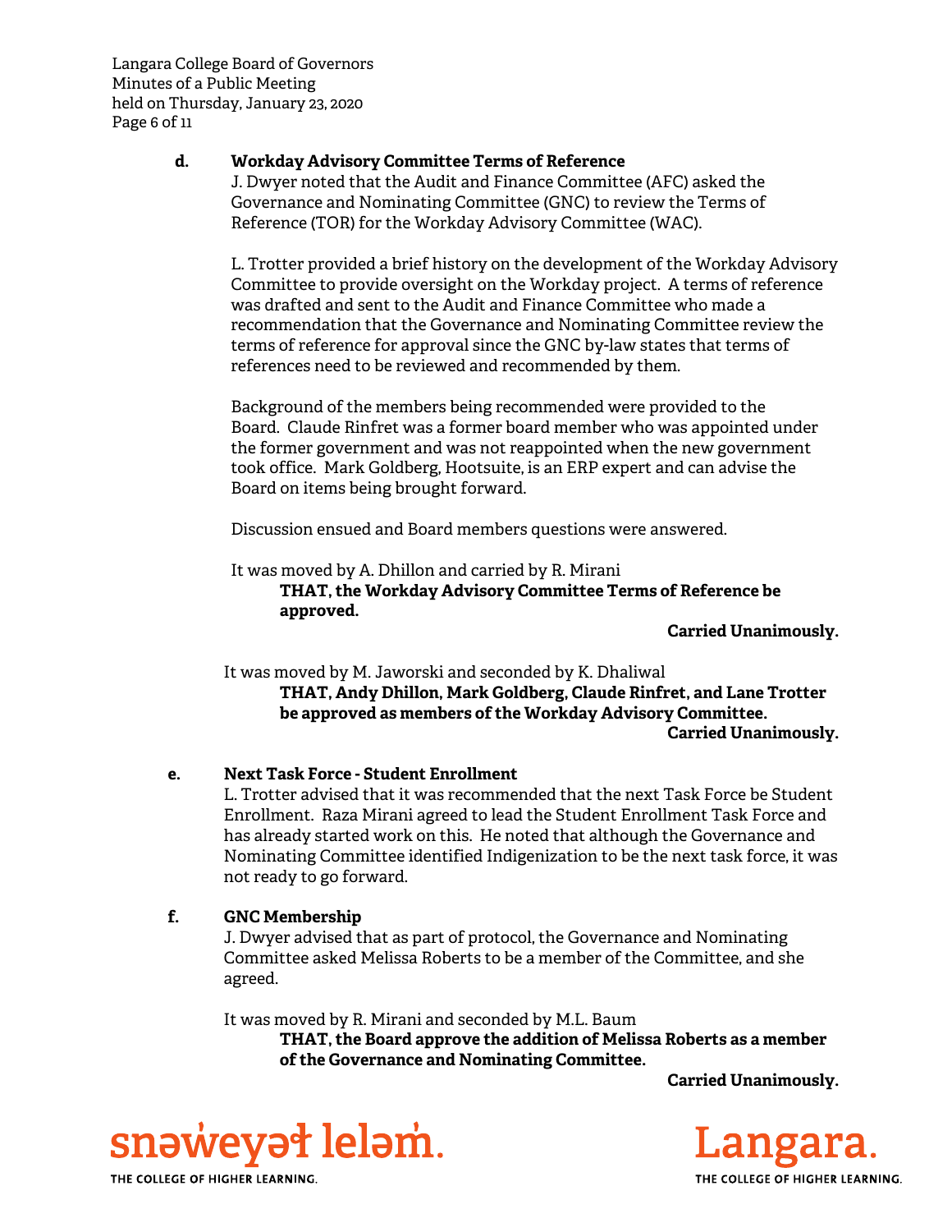**d. Workday Advisory Committee Terms of Reference**

J. Dwyer noted that the Audit and Finance Committee (AFC) asked the Governance and Nominating Committee (GNC) to review the Terms of Reference (TOR) for the Workday Advisory Committee (WAC).

L. Trotter provided a brief history on the development of the Workday Advisory Committee to provide oversight on the Workday project. A terms of reference was drafted and sent to the Audit and Finance Committee who made a recommendation that the Governance and Nominating Committee review the terms of reference for approval since the GNC by-law states that terms of references need to be reviewed and recommended by them.

Background of the members being recommended were provided to the Board. Claude Rinfret was a former board member who was appointed under the former government and was not reappointed when the new government took office. Mark Goldberg, Hootsuite, is an ERP expert and can advise the Board on items being brought forward.

Discussion ensued and Board members questions were answered.

It was moved by A. Dhillon and carried by R. Mirani

**THAT, the Workday Advisory Committee Terms of Reference be approved.**

**Carried Unanimously.**

It was moved by M. Jaworski and seconded by K. Dhaliwal

**THAT, Andy Dhillon, Mark Goldberg, Claude Rinfret, and Lane Trotter be approved as members of the Workday Advisory Committee.**

**Carried Unanimously.**

**e. Next Task Force - Student Enrollment**

L. Trotter advised that it was recommended that the next Task Force be Student Enrollment. Raza Mirani agreed to lead the Student Enrollment Task Force and has already started work on this. He noted that although the Governance and Nominating Committee identified Indigenization to be the next task force, it was not ready to go forward.

**f. GNC Membership**

J. Dwyer advised that as part of protocol, the Governance and Nominating Committee asked Melissa Roberts to be a member of the Committee, and she agreed.

It was moved by R. Mirani and seconded by M.L. Baum

**THAT, the Board approve the addition of Melissa Roberts as a member of the Governance and Nominating Committee.**

**Carried Unanimously.**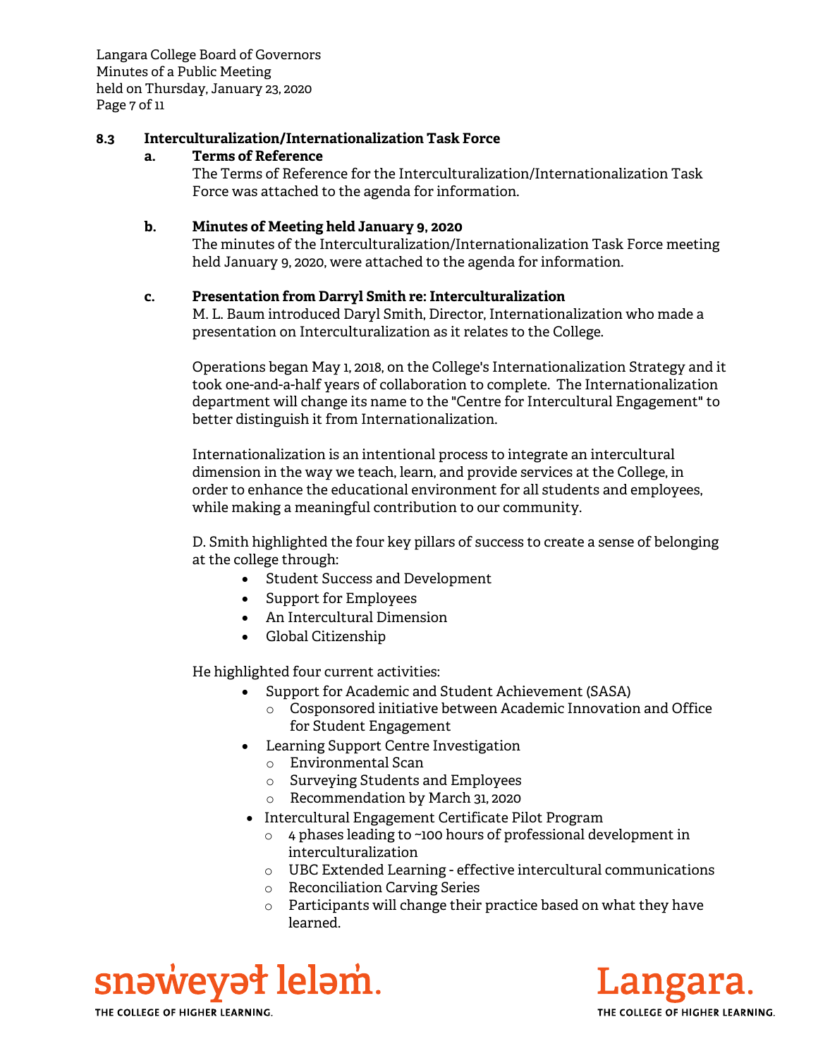### 8.3 Interculturalization/Internationalization Task Force

**a. Terms of Reference**

The Terms of Reference for the Interculturalization/Internationalization Task Force was attached to the agenda for information.

**b. Minutes of Meeting held January 9, 2020**

The minutes of the Interculturalization/Internationalization Task Force meeting held January 9, 2020, were attached to the agenda for information.

**c. Presentation from Darryl Smith re: Interculturalization**

M. L. Baum introduced Daryl Smith, Director, Internationalization who made a presentation on Interculturalization as it relates to the College.

Operations began May 1, 2018, on the College's Internationalization Strategy and it took one-and-a-half years of collaboration to complete. The Internationalization department will change its name to the "Centre for Intercultural Engagement" to better distinguish it from Internationalization.

Internationalization is an intentional process to integrate an intercultural dimension in the way we teach, learn, and provide services at the College, in order to enhance the educational environment for all students and employees, while making a meaningful contribution to our community.

D. Smith highlighted the four key pillars of success to create a sense of belonging at the college through:

- Student Success and Development
- Support for Employees
- An Intercultural Dimension
- Global Citizenship

He highlighted four current activities:

- Support for Academic and Student Achievement (SASA)
  - Cosponsored initiative between Academic Innovation and Office for Student Engagement
- Learning Support Centre Investigation
  - Environmental Scan
  - Surveying Students and Employees
  - Recommendation by March 31, 2020
- Intercultural Engagement Certificate Pilot Program
  - 4 phases leading to ~100 hours of professional development in interculturalization
  - UBC Extended Learning - effective intercultural communications
  - Reconciliation Carving Series
  - Participants will change their practice based on what they have learned.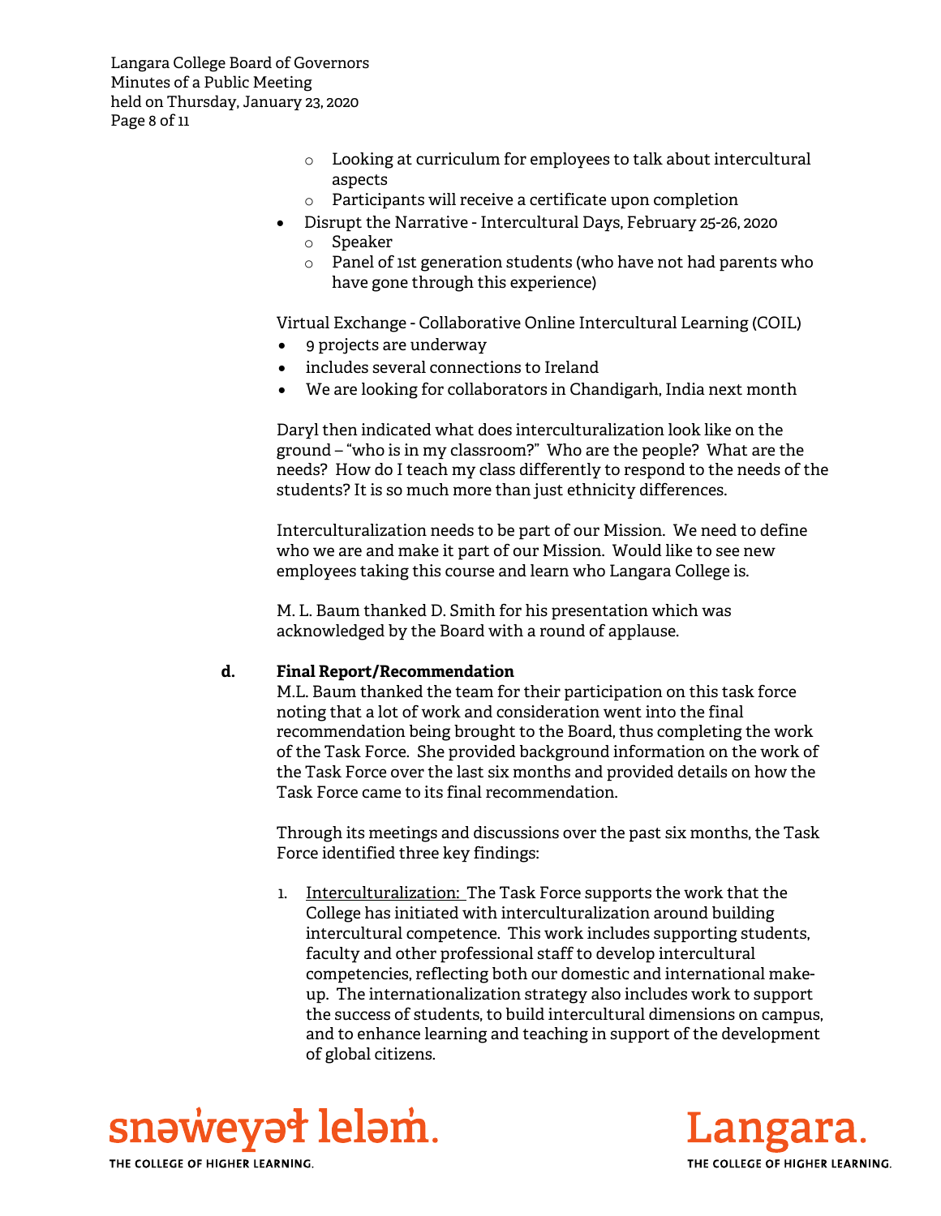- Looking at curriculum for employees to talk about intercultural aspects
    - Participants will receive a certificate upon completion
- Disrupt the Narrative - Intercultural Days, February 25-26, 2020
    - Speaker
    - Panel of 1st generation students (who have not had parents who have gone through this experience)

Virtual Exchange - Collaborative Online Intercultural Learning (COIL)

- 9 projects are underway
- includes several connections to Ireland
- We are looking for collaborators in Chandigarh, India next month

Daryl then indicated what does interculturalization look like on the ground – "who is in my classroom?" Who are the people? What are the needs? How do I teach my class differently to respond to the needs of the students? It is so much more than just ethnicity differences.

Interculturalization needs to be part of our Mission. We need to define who we are and make it part of our Mission. Would like to see new employees taking this course and learn who Langara College is.

M. L. Baum thanked D. Smith for his presentation which was acknowledged by the Board with a round of applause.

**d. Final Report/Recommendation**

M.L. Baum thanked the team for their participation on this task force noting that a lot of work and consideration went into the final recommendation being brought to the Board, thus completing the work of the Task Force. She provided background information on the work of the Task Force over the last six months and provided details on how the Task Force came to its final recommendation.

Through its meetings and discussions over the past six months, the Task Force identified three key findings:

1. Interculturalization: The Task Force supports the work that the College has initiated with interculturalization around building intercultural competence. This work includes supporting students, faculty and other professional staff to develop intercultural competencies, reflecting both our domestic and international make-up. The internationalization strategy also includes work to support the success of students, to build intercultural dimensions on campus, and to enhance learning and teaching in support of the development of global citizens.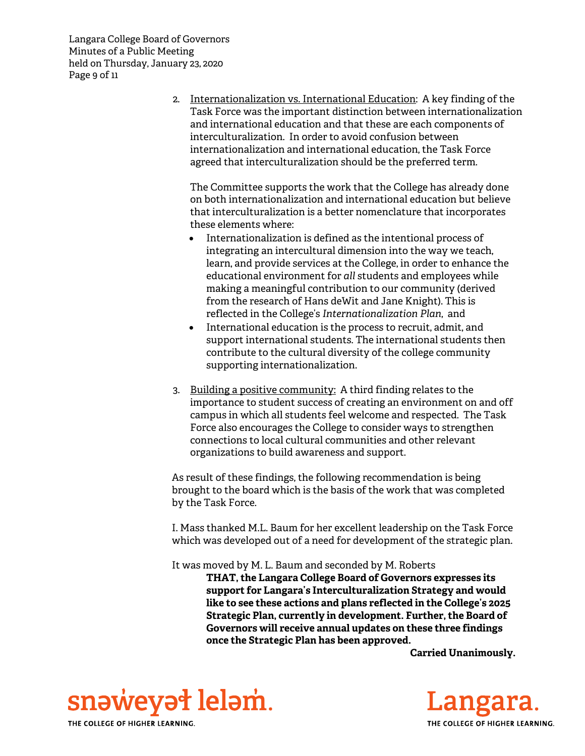2. Internationalization vs. International Education: A key finding of the Task Force was the important distinction between internationalization and international education and that these are each components of interculturalization. In order to avoid confusion between internationalization and international education, the Task Force agreed that interculturalization should be the preferred term.

   The Committee supports the work that the College has already done on both internationalization and international education but believe that interculturalization is a better nomenclature that incorporates these elements where:

   - Internationalization is defined as the intentional process of integrating an intercultural dimension into the way we teach, learn, and provide services at the College, in order to enhance the educational environment for *all* students and employees while making a meaningful contribution to our community (derived from the research of Hans deWit and Jane Knight). This is reflected in the College's *Internationalization Plan*, and
   - International education is the process to recruit, admit, and support international students. The international students then contribute to the cultural diversity of the college community supporting internationalization.

3. Building a positive community: A third finding relates to the importance to student success of creating an environment on and off campus in which all students feel welcome and respected. The Task Force also encourages the College to consider ways to strengthen connections to local cultural communities and other relevant organizations to build awareness and support.

As result of these findings, the following recommendation is being brought to the board which is the basis of the work that was completed by the Task Force.

I. Mass thanked M.L. Baum for her excellent leadership on the Task Force which was developed out of a need for development of the strategic plan.

It was moved by M. L. Baum and seconded by M. Roberts

> **THAT, the Langara College Board of Governors expresses its support for Langara's Interculturalization Strategy and would like to see these actions and plans reflected in the College's 2025 Strategic Plan, currently in development. Further, the Board of Governors will receive annual updates on these three findings once the Strategic Plan has been approved.**

**Carried Unanimously.**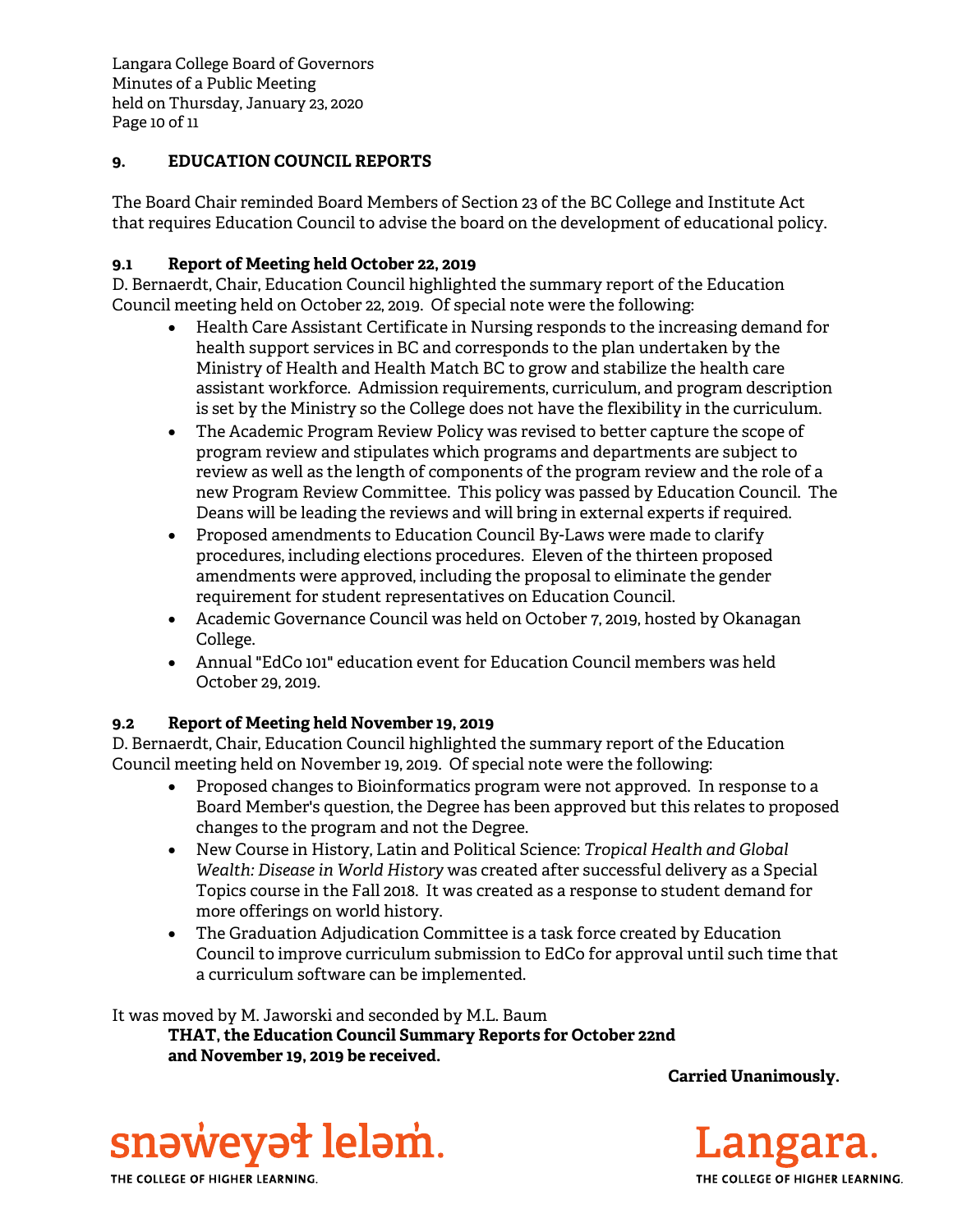## 9. EDUCATION COUNCIL REPORTS

The Board Chair reminded Board Members of Section 23 of the BC College and Institute Act that requires Education Council to advise the board on the development of educational policy.

### 9.1 Report of Meeting held October 22, 2019

D. Bernaerdt, Chair, Education Council highlighted the summary report of the Education Council meeting held on October 22, 2019. Of special note were the following:

- Health Care Assistant Certificate in Nursing responds to the increasing demand for health support services in BC and corresponds to the plan undertaken by the Ministry of Health and Health Match BC to grow and stabilize the health care assistant workforce. Admission requirements, curriculum, and program description is set by the Ministry so the College does not have the flexibility in the curriculum.
- The Academic Program Review Policy was revised to better capture the scope of program review and stipulates which programs and departments are subject to review as well as the length of components of the program review and the role of a new Program Review Committee. This policy was passed by Education Council. The Deans will be leading the reviews and will bring in external experts if required.
- Proposed amendments to Education Council By-Laws were made to clarify procedures, including elections procedures. Eleven of the thirteen proposed amendments were approved, including the proposal to eliminate the gender requirement for student representatives on Education Council.
- Academic Governance Council was held on October 7, 2019, hosted by Okanagan College.
- Annual "EdCo 101" education event for Education Council members was held October 29, 2019.

### 9.2 Report of Meeting held November 19, 2019

D. Bernaerdt, Chair, Education Council highlighted the summary report of the Education Council meeting held on November 19, 2019. Of special note were the following:

- Proposed changes to Bioinformatics program were not approved. In response to a Board Member's question, the Degree has been approved but this relates to proposed changes to the program and not the Degree.
- New Course in History, Latin and Political Science: *Tropical Health and Global Wealth: Disease in World History* was created after successful delivery as a Special Topics course in the Fall 2018. It was created as a response to student demand for more offerings on world history.
- The Graduation Adjudication Committee is a task force created by Education Council to improve curriculum submission to EdCo for approval until such time that a curriculum software can be implemented.

It was moved by M. Jaworski and seconded by M.L. Baum

**THAT, the Education Council Summary Reports for October 22nd and November 19, 2019 be received.**

**Carried Unanimously.**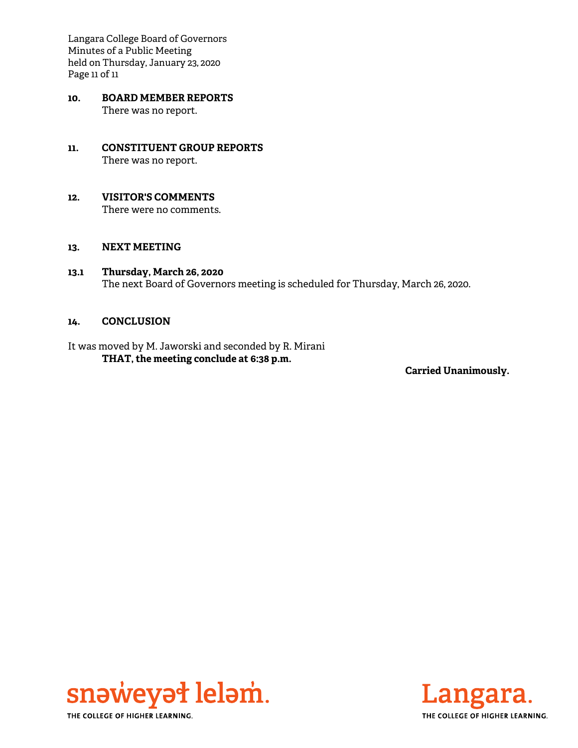## 10. BOARD MEMBER REPORTS

There was no report.

## 11. CONSTITUENT GROUP REPORTS

There was no report.

## 12. VISITOR'S COMMENTS

There were no comments.

## 13. NEXT MEETING

### 13.1 Thursday, March 26, 2020

The next Board of Governors meeting is scheduled for Thursday, March 26, 2020.

## 14. CONCLUSION

It was moved by M. Jaworski and seconded by R. Mirani

**THAT, the meeting conclude at 6:38 p.m.**

**Carried Unanimously.**

snəw̓eyəɬ leləm̓.
THE COLLEGE OF HIGHER LEARNING.

Langara.
THE COLLEGE OF HIGHER LEARNING.